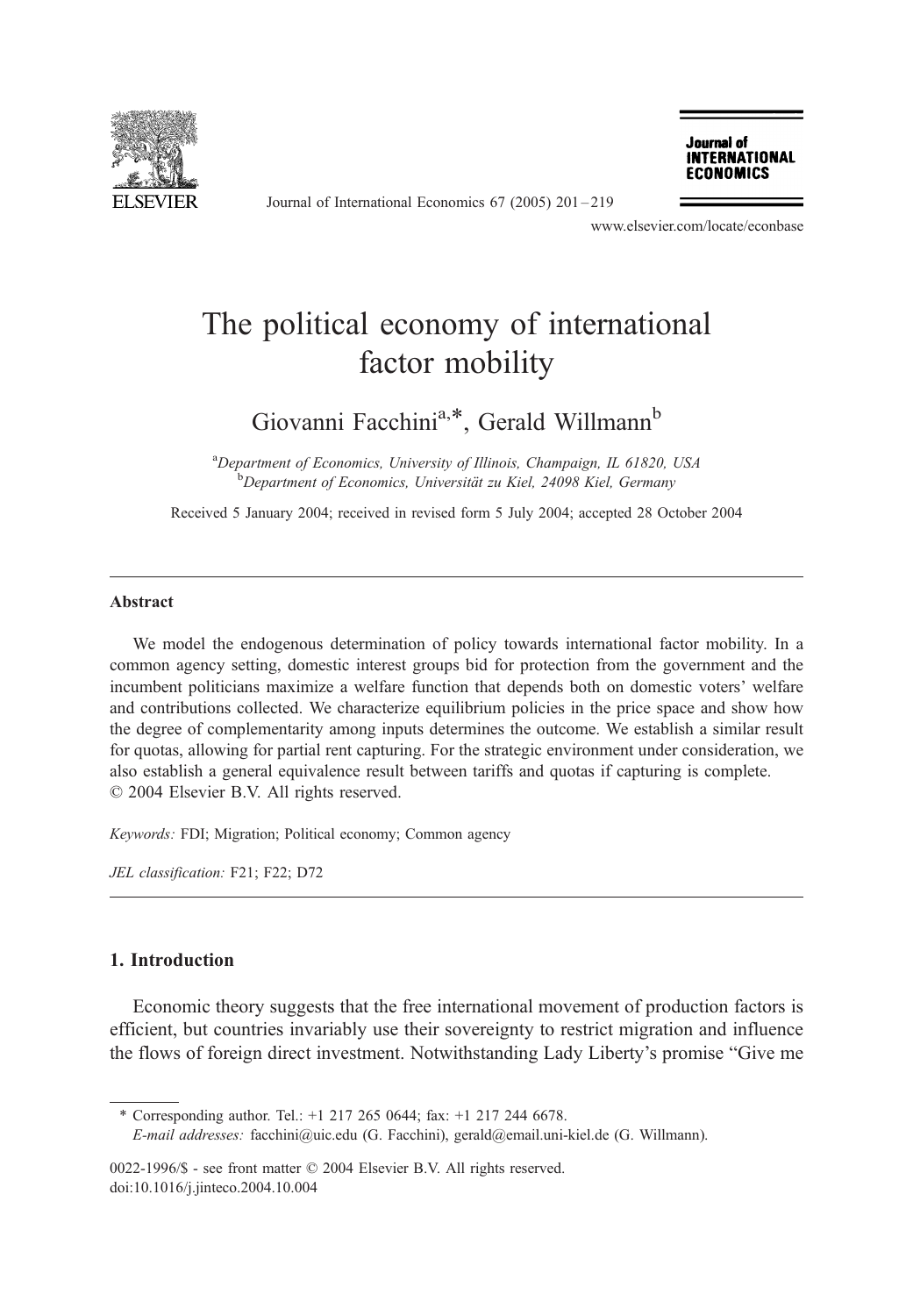# The political economy of international factor mobility

Giovanni Facchini[a,*], Gerald Willmann[b]

[a]*Department of Economics, University of Illinois, Champaign, IL 61820, USA*
[b]*Department of Economics, Universität zu Kiel, 24098 Kiel, Germany*

Received 5 January 2004; received in revised form 5 July 2004; accepted 28 October 2004

---

## Abstract

We model the endogenous determination of policy towards international factor mobility. In a common agency setting, domestic interest groups bid for protection from the government and the incumbent politicians maximize a welfare function that depends both on domestic voters' welfare and contributions collected. We characterize equilibrium policies in the price space and show how the degree of complementarity among inputs determines the outcome. We establish a similar result for quotas, allowing for partial rent capturing. For the strategic environment under consideration, we also establish a general equivalence result between tariffs and quotas if capturing is complete.
© 2004 Elsevier B.V. All rights reserved.

*Keywords:* FDI; Migration; Political economy; Common agency

*JEL classification:* F21; F22; D72

---

## 1. Introduction

Economic theory suggests that the free international movement of production factors is efficient, but countries invariably use their sovereignty to restrict migration and influence the flows of foreign direct investment. Notwithstanding Lady Liberty's promise "Give me

---

\* Corresponding author. Tel.: +1 217 265 0644; fax: +1 217 244 6678.
*E-mail addresses:* facchini@uic.edu (G. Facchini), gerald@email.uni-kiel.de (G. Willmann).

0022-1996/$ - see front matter © 2004 Elsevier B.V. All rights reserved.
doi:10.1016/j.jinteco.2004.10.004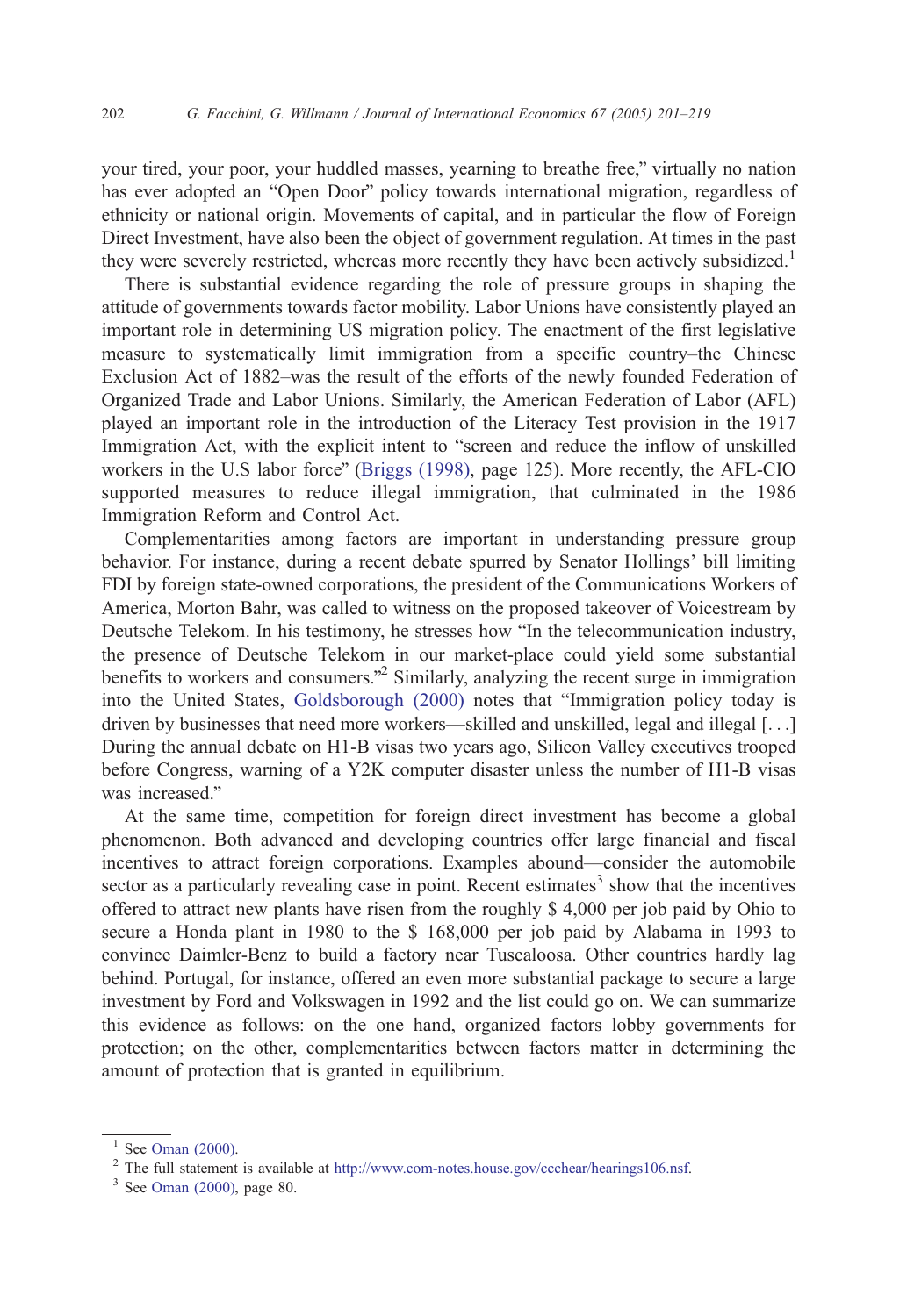your tired, your poor, your huddled masses, yearning to breathe free," virtually no nation has ever adopted an "Open Door" policy towards international migration, regardless of ethnicity or national origin. Movements of capital, and in particular the flow of Foreign Direct Investment, have also been the object of government regulation. At times in the past they were severely restricted, whereas more recently they have been actively subsidized.[1]

There is substantial evidence regarding the role of pressure groups in shaping the attitude of governments towards factor mobility. Labor Unions have consistently played an important role in determining US migration policy. The enactment of the first legislative measure to systematically limit immigration from a specific country–the Chinese Exclusion Act of 1882–was the result of the efforts of the newly founded Federation of Organized Trade and Labor Unions. Similarly, the American Federation of Labor (AFL) played an important role in the introduction of the Literacy Test provision in the 1917 Immigration Act, with the explicit intent to "screen and reduce the inflow of unskilled workers in the U.S labor force" (Briggs (1998), page 125). More recently, the AFL-CIO supported measures to reduce illegal immigration, that culminated in the 1986 Immigration Reform and Control Act.

Complementarities among factors are important in understanding pressure group behavior. For instance, during a recent debate spurred by Senator Hollings' bill limiting FDI by foreign state-owned corporations, the president of the Communications Workers of America, Morton Bahr, was called to witness on the proposed takeover of Voicestream by Deutsche Telekom. In his testimony, he stresses how "In the telecommunication industry, the presence of Deutsche Telekom in our market-place could yield some substantial benefits to workers and consumers."[2] Similarly, analyzing the recent surge in immigration into the United States, Goldsborough (2000) notes that "Immigration policy today is driven by businesses that need more workers—skilled and unskilled, legal and illegal [. . .] During the annual debate on H1-B visas two years ago, Silicon Valley executives trooped before Congress, warning of a Y2K computer disaster unless the number of H1-B visas was increased."

At the same time, competition for foreign direct investment has become a global phenomenon. Both advanced and developing countries offer large financial and fiscal incentives to attract foreign corporations. Examples abound—consider the automobile sector as a particularly revealing case in point. Recent estimates[3] show that the incentives offered to attract new plants have risen from the roughly $ 4,000 per job paid by Ohio to secure a Honda plant in 1980 to the $ 168,000 per job paid by Alabama in 1993 to convince Daimler-Benz to build a factory near Tuscaloosa. Other countries hardly lag behind. Portugal, for instance, offered an even more substantial package to secure a large investment by Ford and Volkswagen in 1992 and the list could go on. We can summarize this evidence as follows: on the one hand, organized factors lobby governments for protection; on the other, complementarities between factors matter in determining the amount of protection that is granted in equilibrium.

---

[1] See Oman (2000).

[2] The full statement is available at http://www.com-notes.house.gov/ccchear/hearings106.nsf.

[3] See Oman (2000), page 80.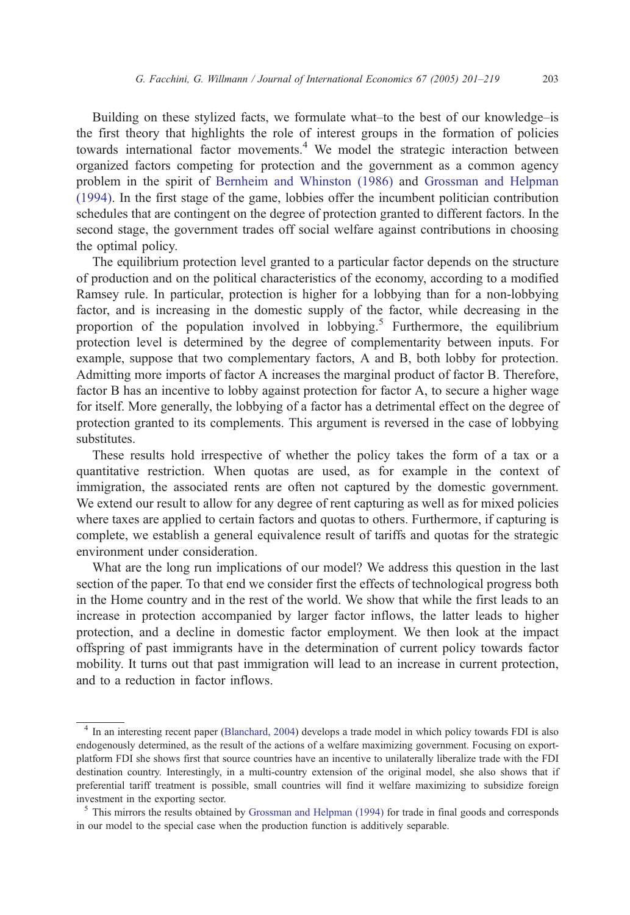Building on these stylized facts, we formulate what–to the best of our knowledge–is the first theory that highlights the role of interest groups in the formation of policies towards international factor movements.[4] We model the strategic interaction between organized factors competing for protection and the government as a common agency problem in the spirit of Bernheim and Whinston (1986) and Grossman and Helpman (1994). In the first stage of the game, lobbies offer the incumbent politician contribution schedules that are contingent on the degree of protection granted to different factors. In the second stage, the government trades off social welfare against contributions in choosing the optimal policy.

The equilibrium protection level granted to a particular factor depends on the structure of production and on the political characteristics of the economy, according to a modified Ramsey rule. In particular, protection is higher for a lobbying than for a non-lobbying factor, and is increasing in the domestic supply of the factor, while decreasing in the proportion of the population involved in lobbying.[5] Furthermore, the equilibrium protection level is determined by the degree of complementarity between inputs. For example, suppose that two complementary factors, A and B, both lobby for protection. Admitting more imports of factor A increases the marginal product of factor B. Therefore, factor B has an incentive to lobby against protection for factor A, to secure a higher wage for itself. More generally, the lobbying of a factor has a detrimental effect on the degree of protection granted to its complements. This argument is reversed in the case of lobbying substitutes.

These results hold irrespective of whether the policy takes the form of a tax or a quantitative restriction. When quotas are used, as for example in the context of immigration, the associated rents are often not captured by the domestic government. We extend our result to allow for any degree of rent capturing as well as for mixed policies where taxes are applied to certain factors and quotas to others. Furthermore, if capturing is complete, we establish a general equivalence result of tariffs and quotas for the strategic environment under consideration.

What are the long run implications of our model? We address this question in the last section of the paper. To that end we consider first the effects of technological progress both in the Home country and in the rest of the world. We show that while the first leads to an increase in protection accompanied by larger factor inflows, the latter leads to higher protection, and a decline in domestic factor employment. We then look at the impact offspring of past immigrants have in the determination of current policy towards factor mobility. It turns out that past immigration will lead to an increase in current protection, and to a reduction in factor inflows.

[4] In an interesting recent paper (Blanchard, 2004) develops a trade model in which policy towards FDI is also endogenously determined, as the result of the actions of a welfare maximizing government. Focusing on export-platform FDI she shows first that source countries have an incentive to unilaterally liberalize trade with the FDI destination country. Interestingly, in a multi-country extension of the original model, she also shows that if preferential tariff treatment is possible, small countries will find it welfare maximizing to subsidize foreign investment in the exporting sector.

[5] This mirrors the results obtained by Grossman and Helpman (1994) for trade in final goods and corresponds in our model to the special case when the production function is additively separable.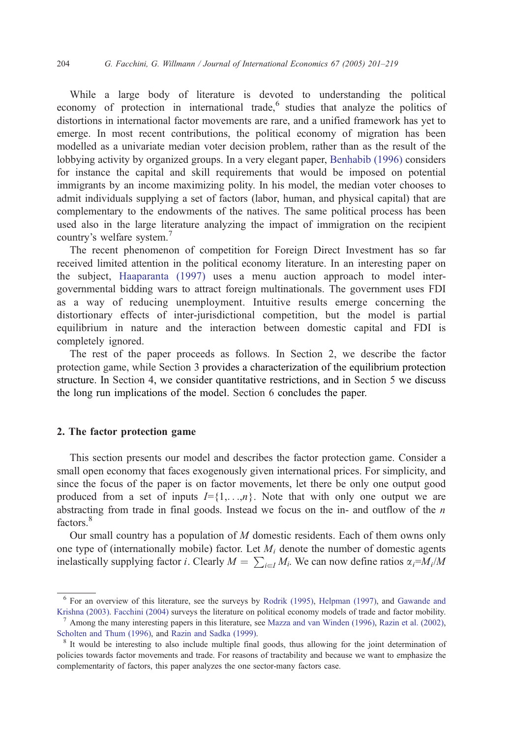While a large body of literature is devoted to understanding the political economy of protection in international trade,[6] studies that analyze the politics of distortions in international factor movements are rare, and a unified framework has yet to emerge. In most recent contributions, the political economy of migration has been modelled as a univariate median voter decision problem, rather than as the result of the lobbying activity by organized groups. In a very elegant paper, Benhabib (1996) considers for instance the capital and skill requirements that would be imposed on potential immigrants by an income maximizing polity. In his model, the median voter chooses to admit individuals supplying a set of factors (labor, human, and physical capital) that are complementary to the endowments of the natives. The same political process has been used also in the large literature analyzing the impact of immigration on the recipient country's welfare system.[7]

The recent phenomenon of competition for Foreign Direct Investment has so far received limited attention in the political economy literature. In an interesting paper on the subject, Haaparanta (1997) uses a menu auction approach to model inter-governmental bidding wars to attract foreign multinationals. The government uses FDI as a way of reducing unemployment. Intuitive results emerge concerning the distortionary effects of inter-jurisdictional competition, but the model is partial equilibrium in nature and the interaction between domestic capital and FDI is completely ignored.

The rest of the paper proceeds as follows. In Section 2, we describe the factor protection game, while Section 3 provides a characterization of the equilibrium protection structure. In Section 4, we consider quantitative restrictions, and in Section 5 we discuss the long run implications of the model. Section 6 concludes the paper.

## 2. The factor protection game

This section presents our model and describes the factor protection game. Consider a small open economy that faces exogenously given international prices. For simplicity, and since the focus of the paper is on factor movements, let there be only one output good produced from a set of inputs $I=\{1,\ldots,n\}$. Note that with only one output we are abstracting from trade in final goods. Instead we focus on the in- and outflow of the $n$ factors.[8]

Our small country has a population of $M$ domestic residents. Each of them owns only one type of (internationally mobile) factor. Let $M_i$ denote the number of domestic agents inelastically supplying factor $i$. Clearly $M = \sum_{i \in I} M_i$. We can now define ratios $\alpha_i = M_i / M$

---

[6] For an overview of this literature, see the surveys by Rodrik (1995), Helpman (1997), and Gawande and Krishna (2003). Facchini (2004) surveys the literature on political economy models of trade and factor mobility.

[7] Among the many interesting papers in this literature, see Mazza and van Winden (1996), Razin et al. (2002), Scholten and Thum (1996), and Razin and Sadka (1999).

[8] It would be interesting to also include multiple final goods, thus allowing for the joint determination of policies towards factor movements and trade. For reasons of tractability and because we want to emphasize the complementarity of factors, this paper analyzes the one sector-many factors case.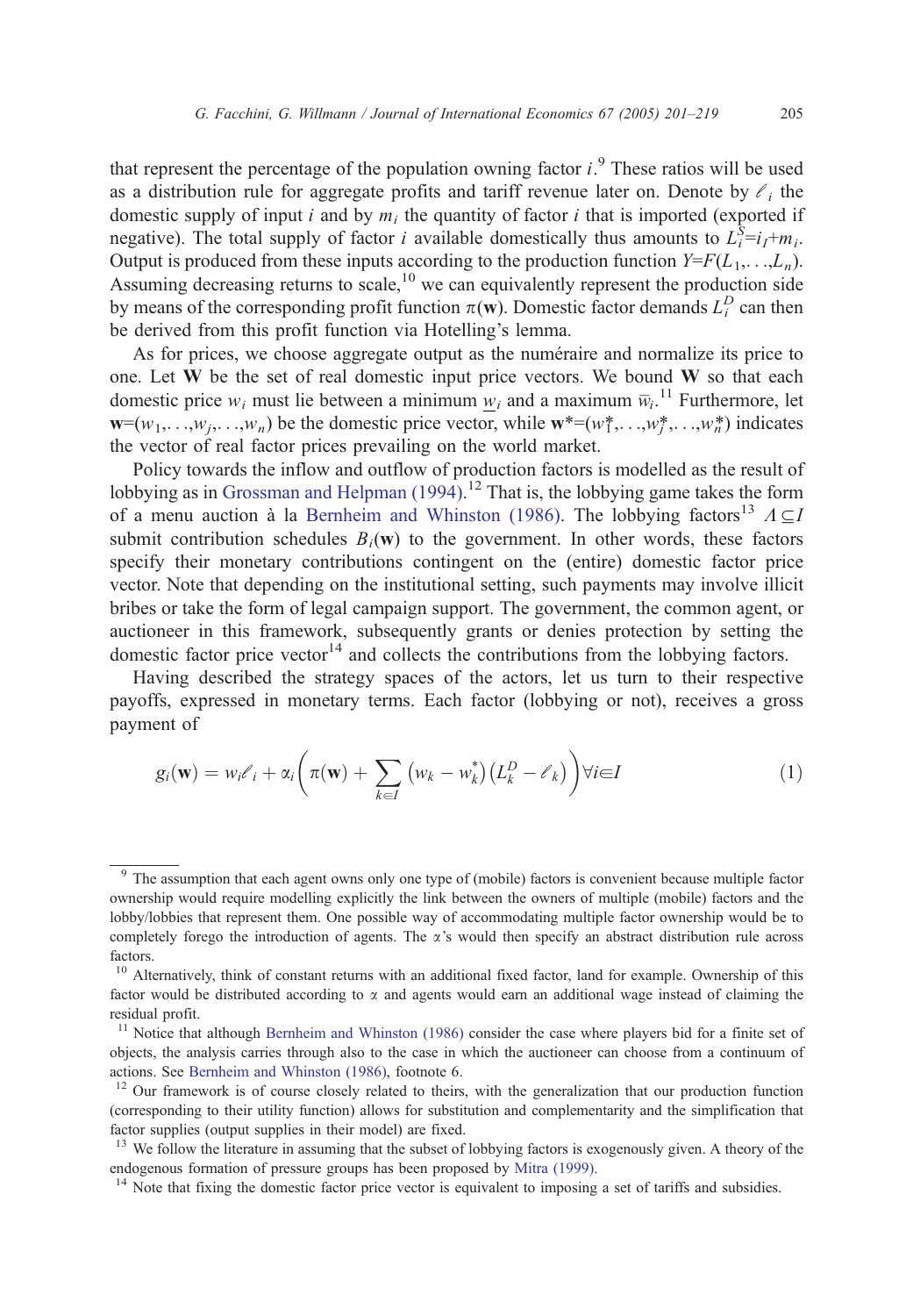that represent the percentage of the population owning factor $i$.[9] These ratios will be used as a distribution rule for aggregate profits and tariff revenue later on. Denote by $\ell_i$ the domestic supply of input $i$ and by $m_i$ the quantity of factor $i$ that is imported (exported if negative). The total supply of factor $i$ available domestically thus amounts to $L_i^S = i_I + m_i$. Output is produced from these inputs according to the production function $Y = F(L_1, \ldots, L_n)$. Assuming decreasing returns to scale,[10] we can equivalently represent the production side by means of the corresponding profit function $\pi(\mathbf{w})$. Domestic factor demands $L_i^D$ can then be derived from this profit function via Hotelling's lemma.

As for prices, we choose aggregate output as the numéraire and normalize its price to one. Let $\mathbf{W}$ be the set of real domestic input price vectors. We bound $\mathbf{W}$ so that each domestic price $w_i$ must lie between a minimum $\underline{w}_i$ and a maximum $\bar{w}_i$.[11] Furthermore, let $\mathbf{w} = (w_1, \ldots, w_j, \ldots, w_n)$ be the domestic price vector, while $\mathbf{w}^* = (w_1^*, \ldots, w_j^*, \ldots, w_n^*)$ indicates the vector of real factor prices prevailing on the world market.

Policy towards the inflow and outflow of production factors is modelled as the result of lobbying as in Grossman and Helpman (1994).[12] That is, the lobbying game takes the form of a menu auction à la Bernheim and Whinston (1986). The lobbying factors[13] $\Lambda \subseteq I$ submit contribution schedules $B_i(\mathbf{w})$ to the government. In other words, these factors specify their monetary contributions contingent on the (entire) domestic factor price vector. Note that depending on the institutional setting, such payments may involve illicit bribes or take the form of legal campaign support. The government, the common agent, or auctioneer in this framework, subsequently grants or denies protection by setting the domestic factor price vector[14] and collects the contributions from the lobbying factors.

Having described the strategy spaces of the actors, let us turn to their respective payoffs, expressed in monetary terms. Each factor (lobbying or not), receives a gross payment of

$$g_i(\mathbf{w}) = w_i \ell_i + \alpha_i \left( \pi(\mathbf{w}) + \sum_{k \in I} \left( w_k - w_k^* \right) \left( L_k^D - \ell_k \right) \right) \forall i \in I \tag{1}$$

---

[9] The assumption that each agent owns only one type of (mobile) factors is convenient because multiple factor ownership would require modelling explicitly the link between the owners of multiple (mobile) factors and the lobby/lobbies that represent them. One possible way of accommodating multiple factor ownership would be to completely forego the introduction of agents. The $\alpha$'s would then specify an abstract distribution rule across factors.

[10] Alternatively, think of constant returns with an additional fixed factor, land for example. Ownership of this factor would be distributed according to $\alpha$ and agents would earn an additional wage instead of claiming the residual profit.

[11] Notice that although Bernheim and Whinston (1986) consider the case where players bid for a finite set of objects, the analysis carries through also to the case in which the auctioneer can choose from a continuum of actions. See Bernheim and Whinston (1986), footnote 6.

[12] Our framework is of course closely related to theirs, with the generalization that our production function (corresponding to their utility function) allows for substitution and complementarity and the simplification that factor supplies (output supplies in their model) are fixed.

[13] We follow the literature in assuming that the subset of lobbying factors is exogenously given. A theory of the endogenous formation of pressure groups has been proposed by Mitra (1999).

[14] Note that fixing the domestic factor price vector is equivalent to imposing a set of tariffs and subsidies.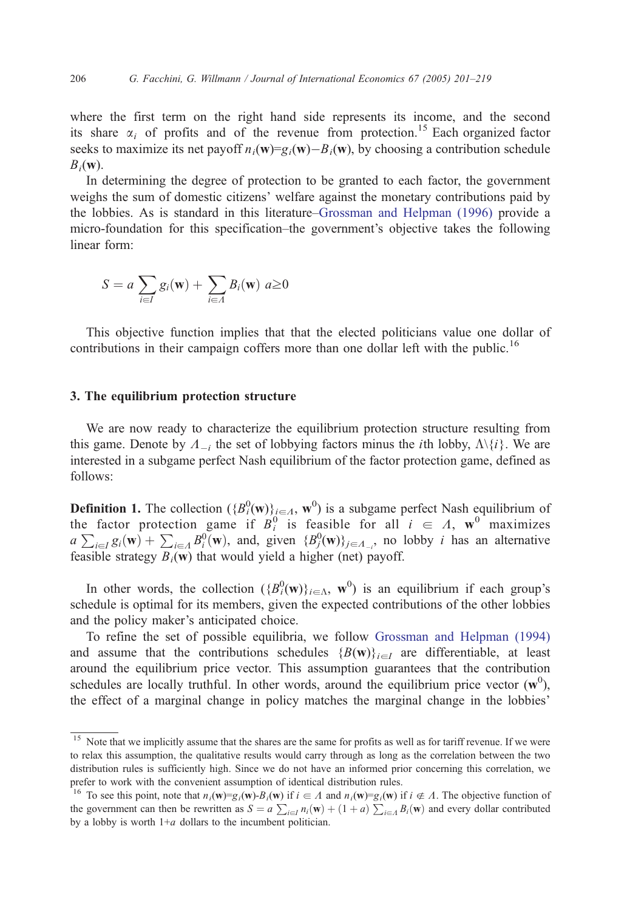where the first term on the right hand side represents its income, and the second its share $\alpha_i$ of profits and of the revenue from protection.[15] Each organized factor seeks to maximize its net payoff $n_i(\mathbf{w})=g_i(\mathbf{w})-B_i(\mathbf{w})$, by choosing a contribution schedule $B_i(\mathbf{w})$.

In determining the degree of protection to be granted to each factor, the government weighs the sum of domestic citizens' welfare against the monetary contributions paid by the lobbies. As is standard in this literature–Grossman and Helpman (1996) provide a micro-foundation for this specification–the government's objective takes the following linear form:

$$S = a\sum_{i\in I} g_i(\mathbf{w}) + \sum_{i\in \Lambda} B_i(\mathbf{w}) \;\; a\geq 0$$

This objective function implies that that the elected politicians value one dollar of contributions in their campaign coffers more than one dollar left with the public.[16]

## 3. The equilibrium protection structure

We are now ready to characterize the equilibrium protection structure resulting from this game. Denote by $\Lambda_{-i}$ the set of lobbying factors minus the $i$th lobby, $\Lambda\backslash\{i\}$. We are interested in a subgame perfect Nash equilibrium of the factor protection game, defined as follows:

**Definition 1.** The collection $(\{B_i^0(\mathbf{w})\}_{i\in\Lambda}, \mathbf{w}^0)$ is a subgame perfect Nash equilibrium of the factor protection game if $B_i^0$ is feasible for all $i \in \Lambda$, $\mathbf{w}^0$ maximizes $a\sum_{i\in I} g_i(\mathbf{w}) + \sum_{i\in\Lambda} B_i^0(\mathbf{w})$, and, given $\{B_j^0(\mathbf{w})\}_{j\in\Lambda_{-i}}$, no lobby $i$ has an alternative feasible strategy $B_i(\mathbf{w})$ that would yield a higher (net) payoff.

In other words, the collection $(\{B_i^0(\mathbf{w})\}_{i\in\Lambda}, \mathbf{w}^0)$ is an equilibrium if each group's schedule is optimal for its members, given the expected contributions of the other lobbies and the policy maker's anticipated choice.

To refine the set of possible equilibria, we follow Grossman and Helpman (1994) and assume that the contributions schedules $\{B(\mathbf{w})\}_{i\in I}$ are differentiable, at least around the equilibrium price vector. This assumption guarantees that the contribution schedules are locally truthful. In other words, around the equilibrium price vector ($\mathbf{w}^0$), the effect of a marginal change in policy matches the marginal change in the lobbies'

---

[15] Note that we implicitly assume that the shares are the same for profits as well as for tariff revenue. If we were to relax this assumption, the qualitative results would carry through as long as the correlation between the two distribution rules is sufficiently high. Since we do not have an informed prior concerning this correlation, we prefer to work with the convenient assumption of identical distribution rules.

[16] To see this point, note that $n_i(\mathbf{w})=g_i(\mathbf{w})$-$B_i(\mathbf{w})$ if $i \in \Lambda$ and $n_i(\mathbf{w})=g_i(\mathbf{w})$ if $i \notin \Lambda$. The objective function of the government can then be rewritten as $S = a\sum_{i\in I} n_i(\mathbf{w}) + (1+a)\sum_{i\in\Lambda} B_i(\mathbf{w})$ and every dollar contributed by a lobby is worth 1+$a$ dollars to the incumbent politician.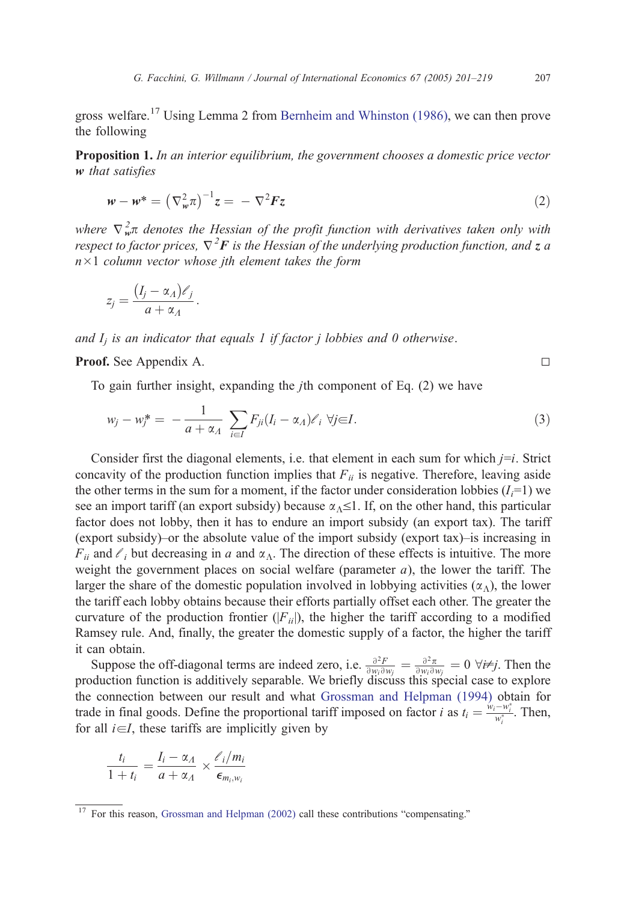gross welfare.[17] Using Lemma 2 from Bernheim and Whinston (1986), we can then prove the following

**Proposition 1.** *In an interior equilibrium, the government chooses a domestic price vector* $\boldsymbol{w}$ *that satisfies*

$$\boldsymbol{w} - \boldsymbol{w}^* = \left(\nabla_{\boldsymbol{w}}^2 \pi\right)^{-1} \boldsymbol{z} = -\nabla^2 \boldsymbol{F} \boldsymbol{z} \tag{2}$$

*where* $\nabla_{\boldsymbol{w}}^2 \pi$ *denotes the Hessian of the profit function with derivatives taken only with respect to factor prices,* $\nabla^2 \boldsymbol{F}$ *is the Hessian of the underlying production function, and* $\boldsymbol{z}$ *a* $n \times 1$ *column vector whose jth element takes the form*

$$z_j = \frac{(I_j - \alpha_\Lambda)\ell_j}{a + \alpha_\Lambda}.$$

*and* $I_j$ *is an indicator that equals 1 if factor j lobbies and 0 otherwise*.

**Proof.** See Appendix A. □

To gain further insight, expanding the $j$th component of Eq. (2) we have

$$w_j - w_j^* = -\frac{1}{a + \alpha_\Lambda} \sum_{i \in I} F_{ji}(I_i - \alpha_\Lambda)\ell_i \;\; \forall j \in I. \tag{3}$$

Consider first the diagonal elements, i.e. that element in each sum for which $j$=$i$. Strict concavity of the production function implies that $F_{ii}$ is negative. Therefore, leaving aside the other terms in the sum for a moment, if the factor under consideration lobbies ($I_i$=1) we see an import tariff (an export subsidy) because $\alpha_\Lambda \leq 1$. If, on the other hand, this particular factor does not lobby, then it has to endure an import subsidy (an export tax). The tariff (export subsidy)–or the absolute value of the import subsidy (export tax)–is increasing in $F_{ii}$ and $\ell_i$ but decreasing in $a$ and $\alpha_\Lambda$. The direction of these effects is intuitive. The more weight the government places on social welfare (parameter $a$), the lower the tariff. The larger the share of the domestic population involved in lobbying activities ($\alpha_\Lambda$), the lower the tariff each lobby obtains because their efforts partially offset each other. The greater the curvature of the production frontier ($|F_{ii}|$), the higher the tariff according to a modified Ramsey rule. And, finally, the greater the domestic supply of a factor, the higher the tariff it can obtain.

Suppose the off-diagonal terms are indeed zero, i.e. $\frac{\partial^2 F}{\partial w_i \partial w_j} = \frac{\partial^2 \pi}{\partial w_i \partial w_j} = 0 \;\; \forall i \neq j$. Then the production function is additively separable. We briefly discuss this special case to explore the connection between our result and what Grossman and Helpman (1994) obtain for trade in final goods. Define the proportional tariff imposed on factor $i$ as $t_i = \frac{w_i - w_i^*}{w_i^*}$. Then, for all $i \in I$, these tariffs are implicitly given by

$$\frac{t_i}{1 + t_i} = \frac{I_i - \alpha_\Lambda}{a + \alpha_\Lambda} \times \frac{\ell_i / m_i}{\epsilon_{m_i, w_i}}$$

[17] For this reason, Grossman and Helpman (2002) call these contributions "compensating."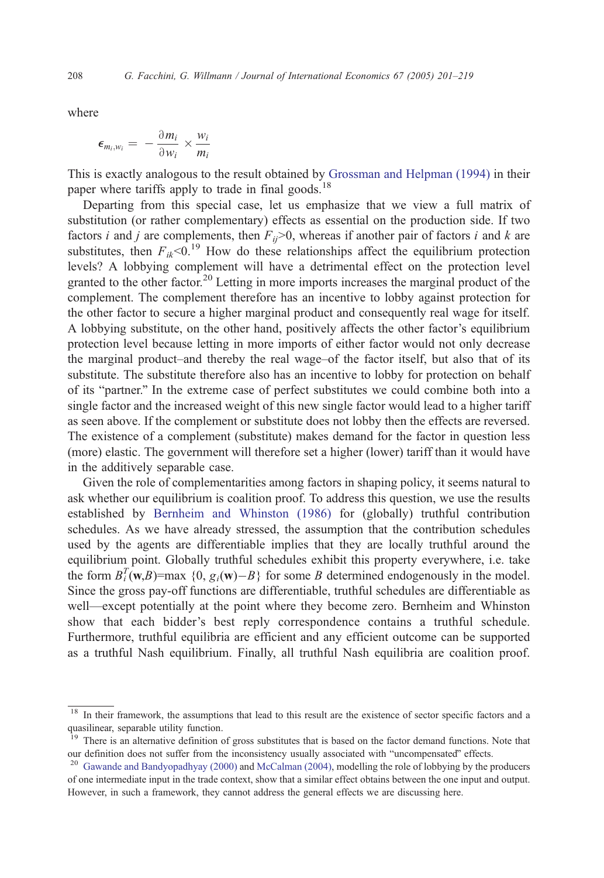where

$$\epsilon_{m_i, w_i} = -\frac{\partial m_i}{\partial w_i} \times \frac{w_i}{m_i}$$

This is exactly analogous to the result obtained by Grossman and Helpman (1994) in their paper where tariffs apply to trade in final goods.[18]

Departing from this special case, let us emphasize that we view a full matrix of substitution (or rather complementary) effects as essential on the production side. If two factors $i$ and $j$ are complements, then $F_{ij}>0$, whereas if another pair of factors $i$ and $k$ are substitutes, then $F_{ik}<0$.[19] How do these relationships affect the equilibrium protection levels? A lobbying complement will have a detrimental effect on the protection level granted to the other factor.[20] Letting in more imports increases the marginal product of the complement. The complement therefore has an incentive to lobby against protection for the other factor to secure a higher marginal product and consequently real wage for itself. A lobbying substitute, on the other hand, positively affects the other factor's equilibrium protection level because letting in more imports of either factor would not only decrease the marginal product–and thereby the real wage–of the factor itself, but also that of its substitute. The substitute therefore also has an incentive to lobby for protection on behalf of its "partner." In the extreme case of perfect substitutes we could combine both into a single factor and the increased weight of this new single factor would lead to a higher tariff as seen above. If the complement or substitute does not lobby then the effects are reversed. The existence of a complement (substitute) makes demand for the factor in question less (more) elastic. The government will therefore set a higher (lower) tariff than it would have in the additively separable case.

Given the role of complementarities among factors in shaping policy, it seems natural to ask whether our equilibrium is coalition proof. To address this question, we use the results established by Bernheim and Whinston (1986) for (globally) truthful contribution schedules. As we have already stressed, the assumption that the contribution schedules used by the agents are differentiable implies that they are locally truthful around the equilibrium point. Globally truthful schedules exhibit this property everywhere, i.e. take the form $B_i^T(\mathbf{w},B)=\max\{0, g_i(\mathbf{w})-B\}$ for some $B$ determined endogenously in the model. Since the gross pay-off functions are differentiable, truthful schedules are differentiable as well—except potentially at the point where they become zero. Bernheim and Whinston show that each bidder's best reply correspondence contains a truthful schedule. Furthermore, truthful equilibria are efficient and any efficient outcome can be supported as a truthful Nash equilibrium. Finally, all truthful Nash equilibria are coalition proof.

---

[18] In their framework, the assumptions that lead to this result are the existence of sector specific factors and a quasilinear, separable utility function.

[19] There is an alternative definition of gross substitutes that is based on the factor demand functions. Note that our definition does not suffer from the inconsistency usually associated with "uncompensated" effects.

[20] Gawande and Bandyopadhyay (2000) and McCalman (2004), modelling the role of lobbying by the producers of one intermediate input in the trade context, show that a similar effect obtains between the one input and output. However, in such a framework, they cannot address the general effects we are discussing here.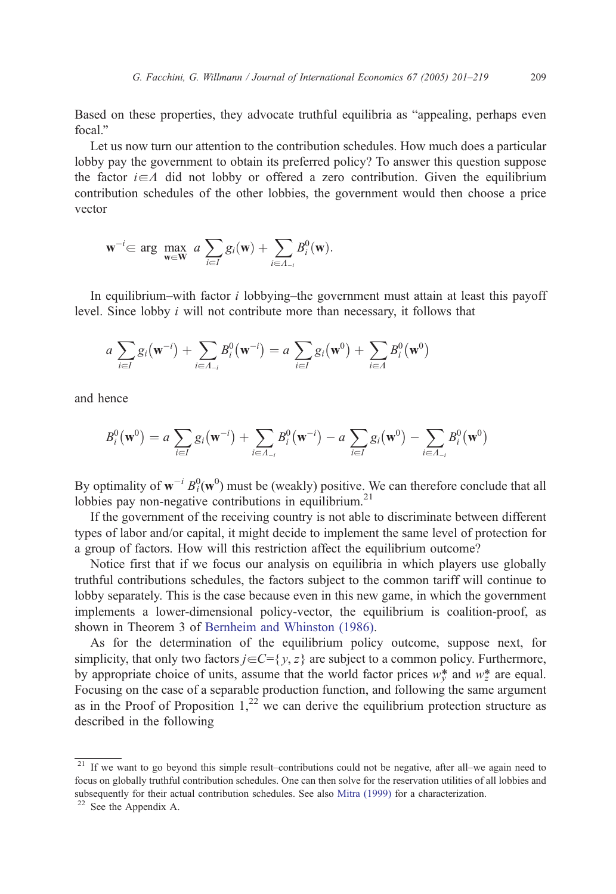Based on these properties, they advocate truthful equilibria as "appealing, perhaps even focal."

Let us now turn our attention to the contribution schedules. How much does a particular lobby pay the government to obtain its preferred policy? To answer this question suppose the factor $i \in \Lambda$ did not lobby or offered a zero contribution. Given the equilibrium contribution schedules of the other lobbies, the government would then choose a price vector

$$\mathbf{w}^{-i} \in \arg \max_{\mathbf{w} \in \mathbf{W}} \; a \sum_{i \in I} g_i(\mathbf{w}) + \sum_{i \in \Lambda_{-i}} B_i^0(\mathbf{w}).$$

In equilibrium–with factor $i$ lobbying–the government must attain at least this payoff level. Since lobby $i$ will not contribute more than necessary, it follows that

$$a \sum_{i \in I} g_i\left(\mathbf{w}^{-i}\right) + \sum_{i \in \Lambda_{-i}} B_i^0\left(\mathbf{w}^{-i}\right) = a \sum_{i \in I} g_i\left(\mathbf{w}^0\right) + \sum_{i \in \Lambda} B_i^0\left(\mathbf{w}^0\right)$$

and hence

$$B_i^0\left(\mathbf{w}^0\right) = a \sum_{i \in I} g_i\left(\mathbf{w}^{-i}\right) + \sum_{i \in \Lambda_{-i}} B_i^0\left(\mathbf{w}^{-i}\right) - a \sum_{i \in I} g_i\left(\mathbf{w}^0\right) - \sum_{i \in \Lambda_{-i}} B_i^0\left(\mathbf{w}^0\right)$$

By optimality of $\mathbf{w}^{-i}$ $B_i^0(\mathbf{w}^0)$ must be (weakly) positive. We can therefore conclude that all lobbies pay non-negative contributions in equilibrium.[21]

If the government of the receiving country is not able to discriminate between different types of labor and/or capital, it might decide to implement the same level of protection for a group of factors. How will this restriction affect the equilibrium outcome?

Notice first that if we focus our analysis on equilibria in which players use globally truthful contributions schedules, the factors subject to the common tariff will continue to lobby separately. This is the case because even in this new game, in which the government implements a lower-dimensional policy-vector, the equilibrium is coalition-proof, as shown in Theorem 3 of Bernheim and Whinston (1986).

As for the determination of the equilibrium policy outcome, suppose next, for simplicity, that only two factors $j \in C = \{y, z\}$ are subject to a common policy. Furthermore, by appropriate choice of units, assume that the world factor prices $w_y^*$ and $w_z^*$ are equal. Focusing on the case of a separable production function, and following the same argument as in the Proof of Proposition 1,[22] we can derive the equilibrium protection structure as described in the following

[21] If we want to go beyond this simple result–contributions could not be negative, after all–we again need to focus on globally truthful contribution schedules. One can then solve for the reservation utilities of all lobbies and subsequently for their actual contribution schedules. See also Mitra (1999) for a characterization.

[22] See the Appendix A.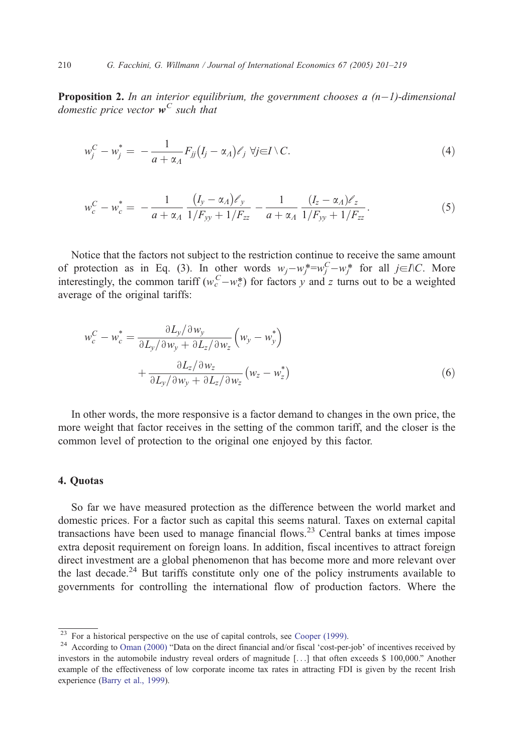**Proposition 2.** *In an interior equilibrium, the government chooses a $(n-1)$-dimensional domestic price vector $\mathbf{w}^C$ such that*

$$w_j^C - w_j^* = -\frac{1}{a+\alpha_\Lambda} F_{jj}(I_j - \alpha_\Lambda)\ell_j \;\; \forall j \in I \setminus C. \tag{4}$$

$$w_c^C - w_c^* = -\frac{1}{a+\alpha_\Lambda} \frac{(I_y - \alpha_\Lambda)\ell_y}{1/F_{yy} + 1/F_{zz}} - \frac{1}{a+\alpha_\Lambda} \frac{(I_z - \alpha_\Lambda)\ell_z}{1/F_{yy} + 1/F_{zz}}. \tag{5}$$

Notice that the factors not subject to the restriction continue to receive the same amount of protection as in Eq. (3). In other words $w_j - w_j^* = w_j^C - w_j^*$ for all $j \in I \backslash C$. More interestingly, the common tariff $(w_c^C - w_c^*)$ for factors $y$ and $z$ turns out to be a weighted average of the original tariffs:

$$w_c^C - w_c^* = \frac{\partial L_y/\partial w_y}{\partial L_y/\partial w_y + \partial L_z/\partial w_z}\left(w_y - w_y^*\right) + \frac{\partial L_z/\partial w_z}{\partial L_y/\partial w_y + \partial L_z/\partial w_z}\left(w_z - w_z^*\right) \tag{6}$$

In other words, the more responsive is a factor demand to changes in the own price, the more weight that factor receives in the setting of the common tariff, and the closer is the common level of protection to the original one enjoyed by this factor.

## 4. Quotas

So far we have measured protection as the difference between the world market and domestic prices. For a factor such as capital this seems natural. Taxes on external capital transactions have been used to manage financial flows.[23] Central banks at times impose extra deposit requirement on foreign loans. In addition, fiscal incentives to attract foreign direct investment are a global phenomenon that has become more and more relevant over the last decade.[24] But tariffs constitute only one of the policy instruments available to governments for controlling the international flow of production factors. Where the

---

[23] For a historical perspective on the use of capital controls, see Cooper (1999).

[24] According to Oman (2000) "Data on the direct financial and/or fiscal 'cost-per-job' of incentives received by investors in the automobile industry reveal orders of magnitude [...] that often exceeds $ 100,000." Another example of the effectiveness of low corporate income tax rates in attracting FDI is given by the recent Irish experience (Barry et al., 1999).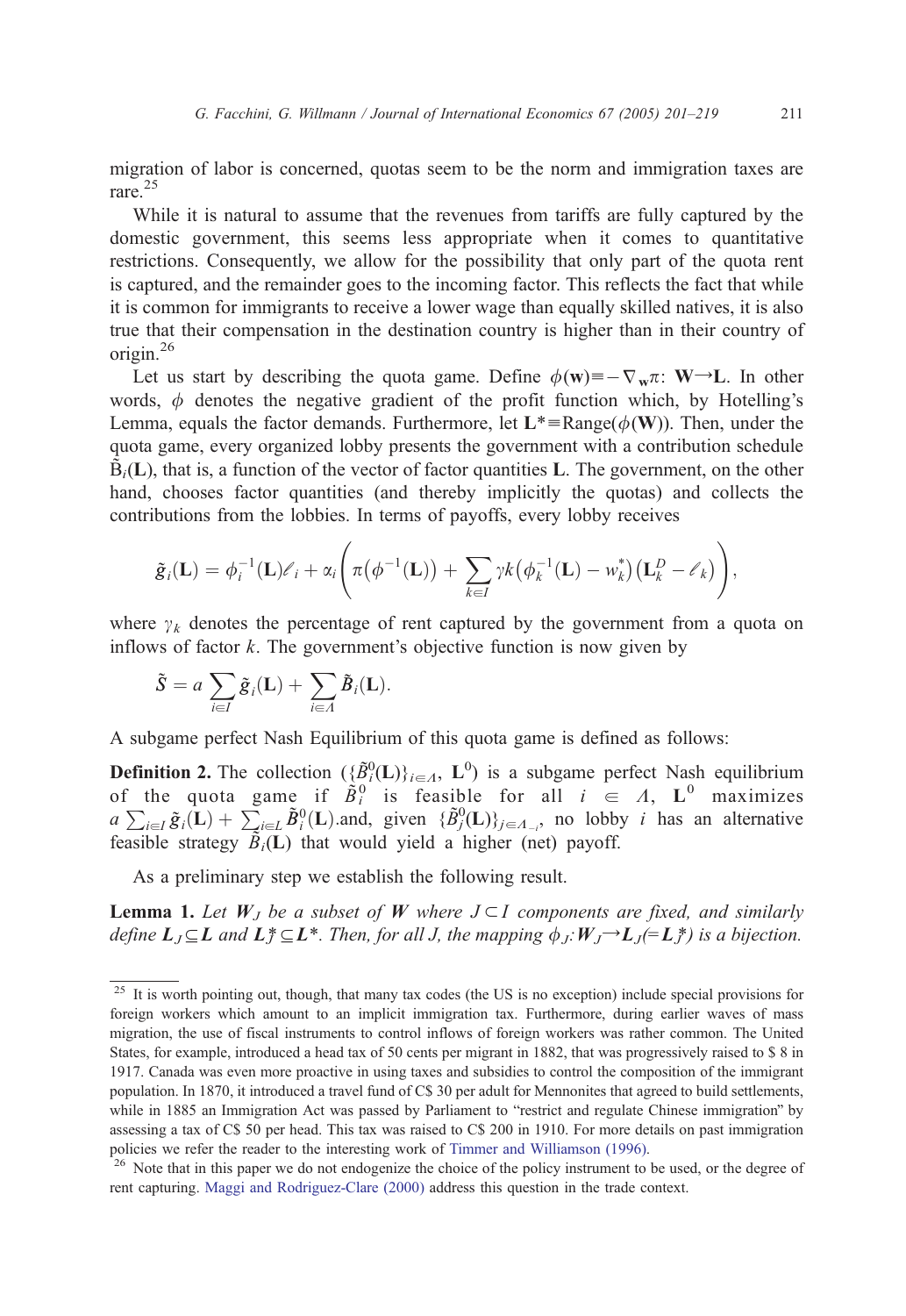migration of labor is concerned, quotas seem to be the norm and immigration taxes are rare.[25]

While it is natural to assume that the revenues from tariffs are fully captured by the domestic government, this seems less appropriate when it comes to quantitative restrictions. Consequently, we allow for the possibility that only part of the quota rent is captured, and the remainder goes to the incoming factor. This reflects the fact that while it is common for immigrants to receive a lower wage than equally skilled natives, it is also true that their compensation in the destination country is higher than in their country of origin.[26]

Let us start by describing the quota game. Define $\phi(\mathbf{w}) \equiv -\nabla_{\mathbf{w}}\pi$: $\mathbf{W} \rightarrow \mathbf{L}$. In other words, $\phi$ denotes the negative gradient of the profit function which, by Hotelling's Lemma, equals the factor demands. Furthermore, let $\mathbf{L}^* \equiv \text{Range}(\phi(\mathbf{W}))$. Then, under the quota game, every organized lobby presents the government with a contribution schedule $\tilde{\mathrm{B}}_i(\mathbf{L})$, that is, a function of the vector of factor quantities $\mathbf{L}$. The government, on the other hand, chooses factor quantities (and thereby implicitly the quotas) and collects the contributions from the lobbies. In terms of payoffs, every lobby receives

$$\tilde{g}_i(\mathbf{L}) = \phi_i^{-1}(\mathbf{L})\ell_i + \alpha_i\left(\pi\left(\phi^{-1}(\mathbf{L})\right) + \sum_{k \in I} \gamma k\left(\phi_k^{-1}(\mathbf{L}) - w_k^*\right)\left(\mathbf{L}_k^D - \ell_k\right)\right),$$

where $\gamma_k$ denotes the percentage of rent captured by the government from a quota on inflows of factor $k$. The government's objective function is now given by

$$\tilde{S} = a\sum_{i \in I} \tilde{g}_i(\mathbf{L}) + \sum_{i \in \Lambda} \tilde{B}_i(\mathbf{L}).$$

A subgame perfect Nash Equilibrium of this quota game is defined as follows:

**Definition 2.** The collection $(\{\tilde{B}_i^0(\mathbf{L})\}_{i \in \Lambda}, \mathbf{L}^0)$ is a subgame perfect Nash equilibrium of the quota game if $\tilde{B}_i^0$ is feasible for all $i \in \Lambda$, $\mathbf{L}^0$ maximizes $a\sum_{i \in I}\tilde{g}_i(\mathbf{L}) + \sum_{i \in L}\tilde{B}_i^0(\mathbf{L})$.and, given $\{\tilde{B}_j^0(\mathbf{L})\}_{j \in \Lambda_{-i}}$, no lobby $i$ has an alternative feasible strategy $\tilde{B}_i(\mathbf{L})$ that would yield a higher (net) payoff.

As a preliminary step we establish the following result.

**Lemma 1.** *Let $\boldsymbol{W}_J$ be a subset of $\boldsymbol{W}$ where $J \subset I$ components are fixed, and similarly define $\boldsymbol{L}_J \subseteq \boldsymbol{L}$ and $\boldsymbol{L}_J^* \subseteq \boldsymbol{L}^*$. Then, for all J, the mapping $\phi_J$:$\boldsymbol{W}_J \rightarrow \boldsymbol{L}_J(=\boldsymbol{L}_J^*)$ is a bijection.*

---

[25] It is worth pointing out, though, that many tax codes (the US is no exception) include special provisions for foreign workers which amount to an implicit immigration tax. Furthermore, during earlier waves of mass migration, the use of fiscal instruments to control inflows of foreign workers was rather common. The United States, for example, introduced a head tax of 50 cents per migrant in 1882, that was progressively raised to $ 8 in 1917. Canada was even more proactive in using taxes and subsidies to control the composition of the immigrant population. In 1870, it introduced a travel fund of C$ 30 per adult for Mennonites that agreed to build settlements, while in 1885 an Immigration Act was passed by Parliament to "restrict and regulate Chinese immigration" by assessing a tax of C$ 50 per head. This tax was raised to C$ 200 in 1910. For more details on past immigration policies we refer the reader to the interesting work of Timmer and Williamson (1996).

[26] Note that in this paper we do not endogenize the choice of the policy instrument to be used, or the degree of rent capturing. Maggi and Rodriguez-Clare (2000) address this question in the trade context.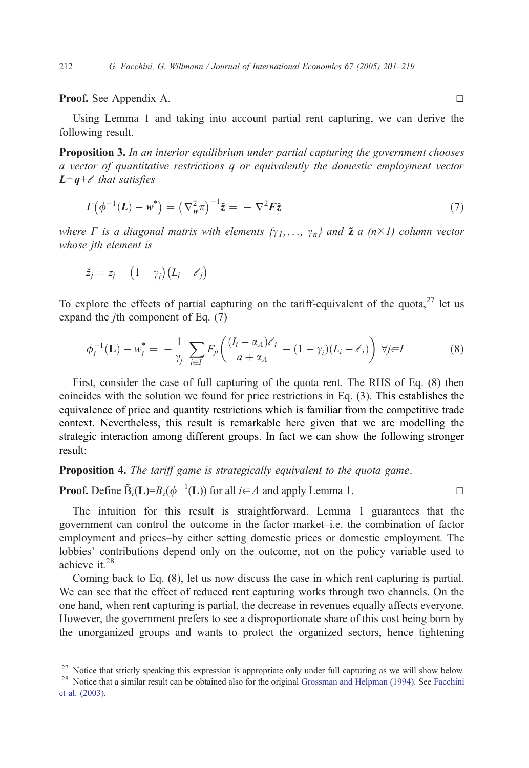**Proof.** See Appendix A. □

Using Lemma 1 and taking into account partial rent capturing, we can derive the following result.

**Proposition 3.** *In an interior equilibrium under partial capturing the government chooses a vector of quantitative restrictions q or equivalently the domestic employment vector* $\boldsymbol{L}=\boldsymbol{q}+\ell$ *that satisfies*

$$\Gamma\left(\phi^{-1}(\boldsymbol{L})-\boldsymbol{w}^{*}\right)=\left(\nabla_{w}^{2}\pi\right)^{-1}\tilde{\boldsymbol{z}}=-\nabla^{2}\boldsymbol{F}\tilde{\boldsymbol{z}} \tag{7}$$

*where* $\Gamma$ *is a diagonal matrix with elements* $\{\gamma_1,\ldots,\gamma_n\}$ *and* $\tilde{\boldsymbol{z}}$ *a (n×1) column vector whose jth element is*

$$\tilde{z}_j=z_j-\left(1-\gamma_j\right)\left(L_j-\ell_j\right)$$

To explore the effects of partial capturing on the tariff-equivalent of the quota,[27] let us expand the *j*th component of Eq. (7)

$$\phi_j^{-1}(\mathbf{L})-w_j^{*}=-\frac{1}{\gamma_j}\sum_{i\in I}F_{ji}\left(\frac{(I_i-\alpha_\Lambda)\ell_i}{a+\alpha_\Lambda}-(1-\gamma_i)(L_i-\ell_i)\right)\ \forall j\in I \tag{8}$$

First, consider the case of full capturing of the quota rent. The RHS of Eq. (8) then coincides with the solution we found for price restrictions in Eq. (3). This establishes the equivalence of price and quantity restrictions which is familiar from the competitive trade context. Nevertheless, this result is remarkable here given that we are modelling the strategic interaction among different groups. In fact we can show the following stronger result:

**Proposition 4.** *The tariff game is strategically equivalent to the quota game*.

**Proof.** Define $\tilde{B}_i(\mathbf{L})=B_i(\phi^{-1}(\mathbf{L}))$ for all $i\in\Lambda$ and apply Lemma 1. □

The intuition for this result is straightforward. Lemma 1 guarantees that the government can control the outcome in the factor market–i.e. the combination of factor employment and prices–by either setting domestic prices or domestic employment. The lobbies' contributions depend only on the outcome, not on the policy variable used to achieve it.[28]

Coming back to Eq. (8), let us now discuss the case in which rent capturing is partial. We can see that the effect of reduced rent capturing works through two channels. On the one hand, when rent capturing is partial, the decrease in revenues equally affects everyone. However, the government prefers to see a disproportionate share of this cost being born by the unorganized groups and wants to protect the organized sectors, hence tightening

[27] Notice that strictly speaking this expression is appropriate only under full capturing as we will show below.

[28] Notice that a similar result can be obtained also for the original Grossman and Helpman (1994). See Facchini et al. (2003).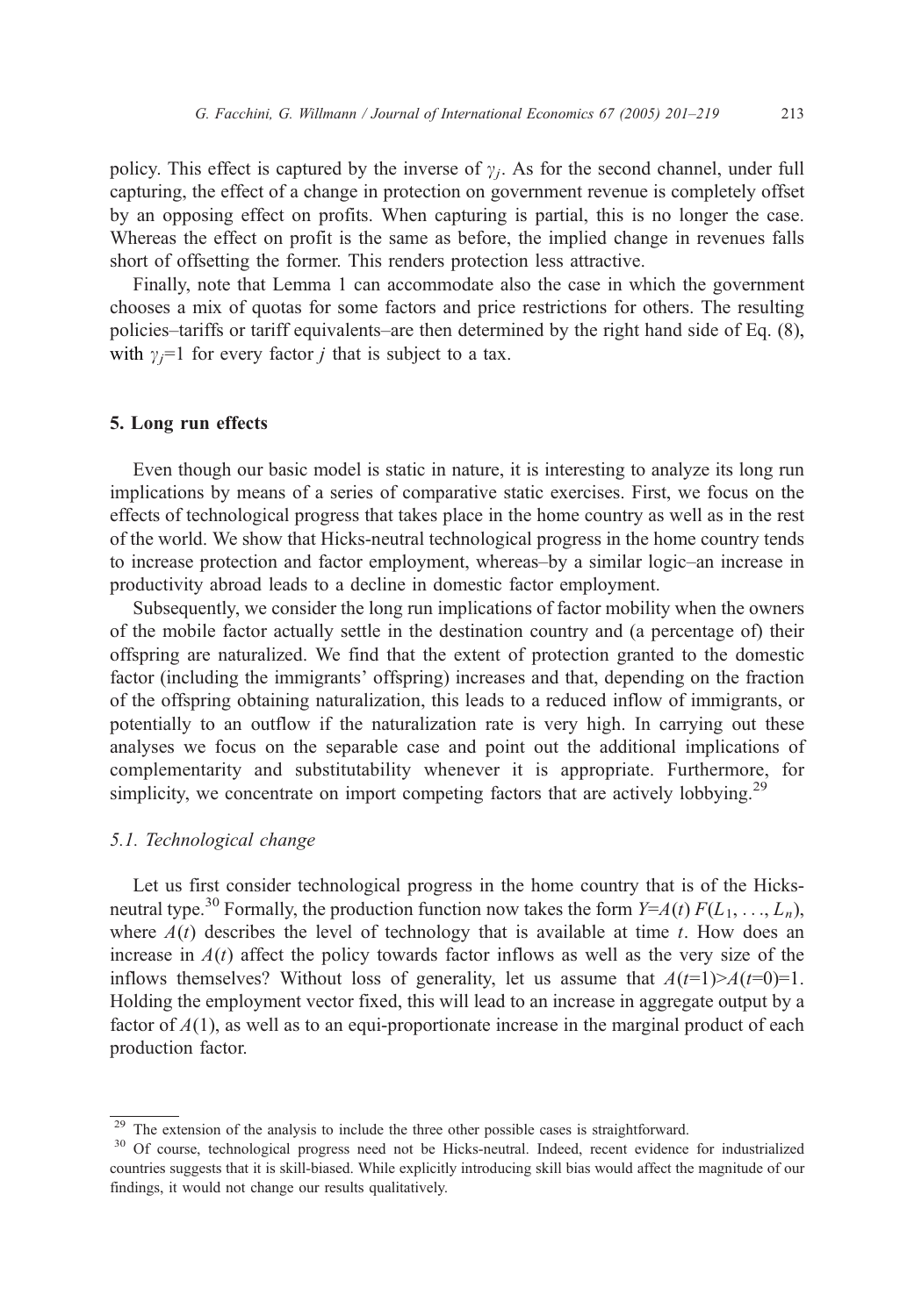policy. This effect is captured by the inverse of $\gamma_j$. As for the second channel, under full capturing, the effect of a change in protection on government revenue is completely offset by an opposing effect on profits. When capturing is partial, this is no longer the case. Whereas the effect on profit is the same as before, the implied change in revenues falls short of offsetting the former. This renders protection less attractive.

Finally, note that Lemma 1 can accommodate also the case in which the government chooses a mix of quotas for some factors and price restrictions for others. The resulting policies–tariffs or tariff equivalents–are then determined by the right hand side of Eq. (8), with $\gamma_j=1$ for every factor $j$ that is subject to a tax.

## 5. Long run effects

Even though our basic model is static in nature, it is interesting to analyze its long run implications by means of a series of comparative static exercises. First, we focus on the effects of technological progress that takes place in the home country as well as in the rest of the world. We show that Hicks-neutral technological progress in the home country tends to increase protection and factor employment, whereas–by a similar logic–an increase in productivity abroad leads to a decline in domestic factor employment.

Subsequently, we consider the long run implications of factor mobility when the owners of the mobile factor actually settle in the destination country and (a percentage of) their offspring are naturalized. We find that the extent of protection granted to the domestic factor (including the immigrants' offspring) increases and that, depending on the fraction of the offspring obtaining naturalization, this leads to a reduced inflow of immigrants, or potentially to an outflow if the naturalization rate is very high. In carrying out these analyses we focus on the separable case and point out the additional implications of complementarity and substitutability whenever it is appropriate. Furthermore, for simplicity, we concentrate on import competing factors that are actively lobbying.[29]

### 5.1. Technological change

Let us first consider technological progress in the home country that is of the Hicks-neutral type.[30] Formally, the production function now takes the form $Y=A(t)\,F(L_1,\ldots,L_n)$, where $A(t)$ describes the level of technology that is available at time $t$. How does an increase in $A(t)$ affect the policy towards factor inflows as well as the very size of the inflows themselves? Without loss of generality, let us assume that $A(t=1)>A(t=0)=1$. Holding the employment vector fixed, this will lead to an increase in aggregate output by a factor of $A(1)$, as well as to an equi-proportionate increase in the marginal product of each production factor.

[29] The extension of the analysis to include the three other possible cases is straightforward.

[30] Of course, technological progress need not be Hicks-neutral. Indeed, recent evidence for industrialized countries suggests that it is skill-biased. While explicitly introducing skill bias would affect the magnitude of our findings, it would not change our results qualitatively.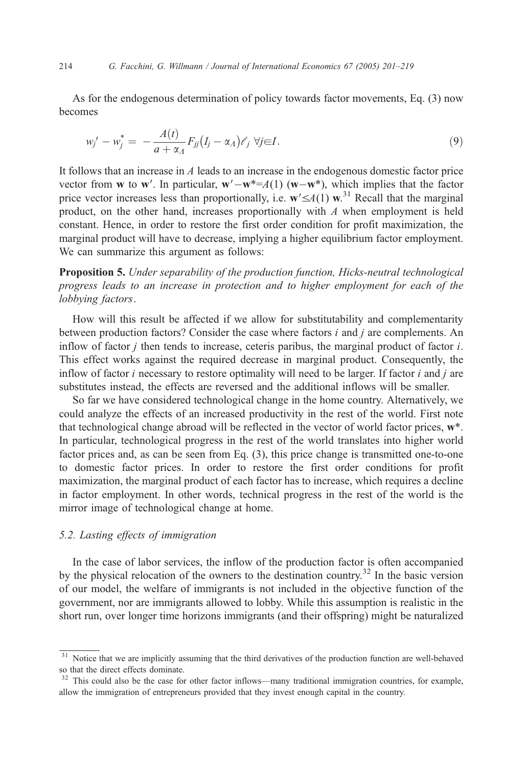As for the endogenous determination of policy towards factor movements, Eq. (3) now becomes

$$w_j' - w_j^* = -\frac{A(t)}{a + \alpha_A} F_{jj}(I_j - \alpha_A)\ell_j \ \forall j \in I. \tag{9}$$

It follows that an increase in $A$ leads to an increase in the endogenous domestic factor price vector from $\mathbf{w}$ to $\mathbf{w}'$. In particular, $\mathbf{w}' - \mathbf{w}^* = A(1)\ (\mathbf{w} - \mathbf{w}^*)$, which implies that the factor price vector increases less than proportionally, i.e. $\mathbf{w}' \leq A(1)\ \mathbf{w}$.[31] Recall that the marginal product, on the other hand, increases proportionally with $A$ when employment is held constant. Hence, in order to restore the first order condition for profit maximization, the marginal product will have to decrease, implying a higher equilibrium factor employment. We can summarize this argument as follows:

**Proposition 5.** *Under separability of the production function, Hicks-neutral technological progress leads to an increase in protection and to higher employment for each of the lobbying factors*.

How will this result be affected if we allow for substitutability and complementarity between production factors? Consider the case where factors $i$ and $j$ are complements. An inflow of factor $j$ then tends to increase, ceteris paribus, the marginal product of factor $i$. This effect works against the required decrease in marginal product. Consequently, the inflow of factor $i$ necessary to restore optimality will need to be larger. If factor $i$ and $j$ are substitutes instead, the effects are reversed and the additional inflows will be smaller.

So far we have considered technological change in the home country. Alternatively, we could analyze the effects of an increased productivity in the rest of the world. First note that technological change abroad will be reflected in the vector of world factor prices, $\mathbf{w}^*$. In particular, technological progress in the rest of the world translates into higher world factor prices and, as can be seen from Eq. (3), this price change is transmitted one-to-one to domestic factor prices. In order to restore the first order conditions for profit maximization, the marginal product of each factor has to increase, which requires a decline in factor employment. In other words, technical progress in the rest of the world is the mirror image of technological change at home.

### 5.2. Lasting effects of immigration

In the case of labor services, the inflow of the production factor is often accompanied by the physical relocation of the owners to the destination country.[32] In the basic version of our model, the welfare of immigrants is not included in the objective function of the government, nor are immigrants allowed to lobby. While this assumption is realistic in the short run, over longer time horizons immigrants (and their offspring) might be naturalized

---

[31] Notice that we are implicitly assuming that the third derivatives of the production function are well-behaved so that the direct effects dominate.

[32] This could also be the case for other factor inflows—many traditional immigration countries, for example, allow the immigration of entrepreneurs provided that they invest enough capital in the country.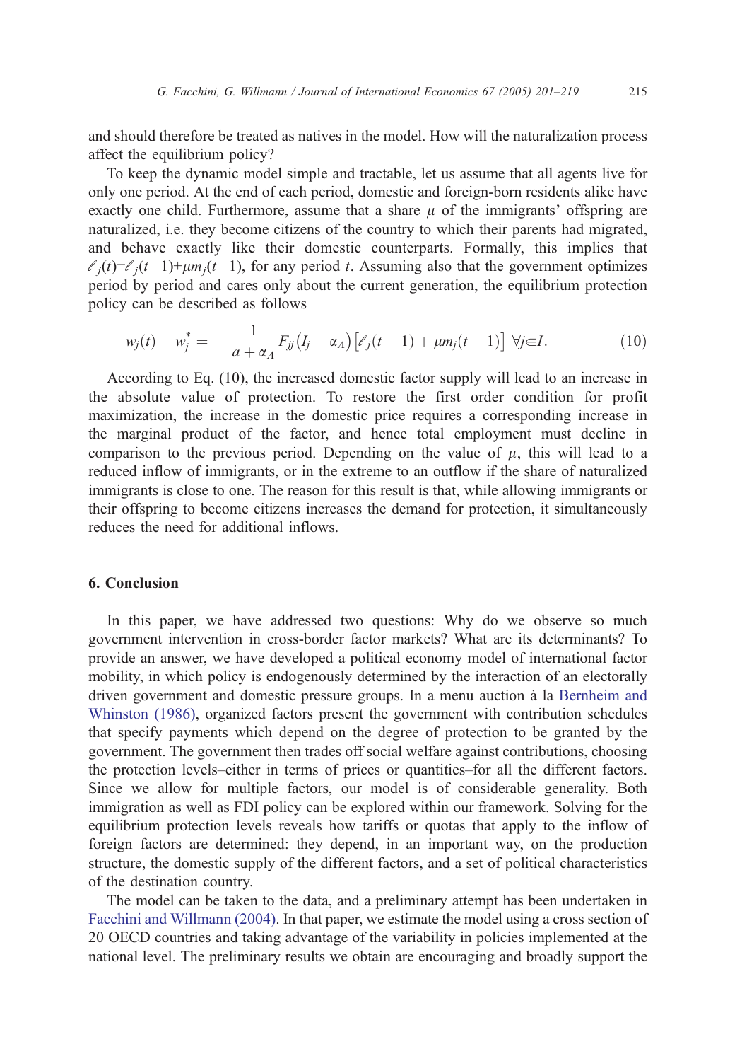and should therefore be treated as natives in the model. How will the naturalization process affect the equilibrium policy?

To keep the dynamic model simple and tractable, let us assume that all agents live for only one period. At the end of each period, domestic and foreign-born residents alike have exactly one child. Furthermore, assume that a share $\mu$ of the immigrants' offspring are naturalized, i.e. they become citizens of the country to which their parents had migrated, and behave exactly like their domestic counterparts. Formally, this implies that $\ell_j(t) = \ell_j(t-1) + \mu m_j(t-1)$, for any period $t$. Assuming also that the government optimizes period by period and cares only about the current generation, the equilibrium protection policy can be described as follows

$$w_j(t) - w_j^* = -\frac{1}{a + \alpha_\Lambda} F_{jj}\left(I_j - \alpha_\Lambda\right)\left[\ell_j(t-1) + \mu m_j(t-1)\right] \ \forall j \in I. \tag{10}$$

According to Eq. (10), the increased domestic factor supply will lead to an increase in the absolute value of protection. To restore the first order condition for profit maximization, the increase in the domestic price requires a corresponding increase in the marginal product of the factor, and hence total employment must decline in comparison to the previous period. Depending on the value of $\mu$, this will lead to a reduced inflow of immigrants, or in the extreme to an outflow if the share of naturalized immigrants is close to one. The reason for this result is that, while allowing immigrants or their offspring to become citizens increases the demand for protection, it simultaneously reduces the need for additional inflows.

## 6. Conclusion

In this paper, we have addressed two questions: Why do we observe so much government intervention in cross-border factor markets? What are its determinants? To provide an answer, we have developed a political economy model of international factor mobility, in which policy is endogenously determined by the interaction of an electorally driven government and domestic pressure groups. In a menu auction à la Bernheim and Whinston (1986), organized factors present the government with contribution schedules that specify payments which depend on the degree of protection to be granted by the government. The government then trades off social welfare against contributions, choosing the protection levels–either in terms of prices or quantities–for all the different factors. Since we allow for multiple factors, our model is of considerable generality. Both immigration as well as FDI policy can be explored within our framework. Solving for the equilibrium protection levels reveals how tariffs or quotas that apply to the inflow of foreign factors are determined: they depend, in an important way, on the production structure, the domestic supply of the different factors, and a set of political characteristics of the destination country.

The model can be taken to the data, and a preliminary attempt has been undertaken in Facchini and Willmann (2004). In that paper, we estimate the model using a cross section of 20 OECD countries and taking advantage of the variability in policies implemented at the national level. The preliminary results we obtain are encouraging and broadly support the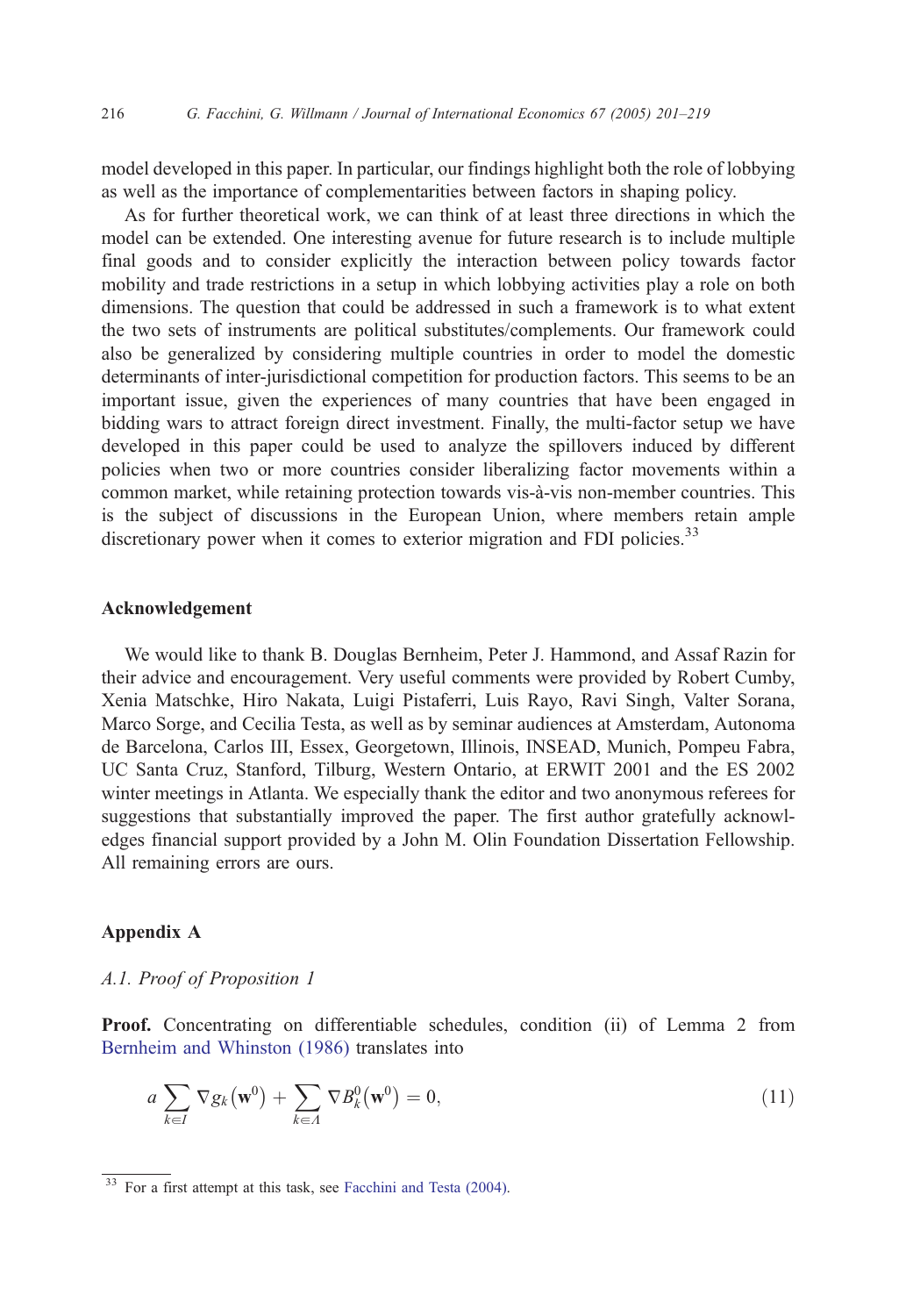model developed in this paper. In particular, our findings highlight both the role of lobbying as well as the importance of complementarities between factors in shaping policy.

As for further theoretical work, we can think of at least three directions in which the model can be extended. One interesting avenue for future research is to include multiple final goods and to consider explicitly the interaction between policy towards factor mobility and trade restrictions in a setup in which lobbying activities play a role on both dimensions. The question that could be addressed in such a framework is to what extent the two sets of instruments are political substitutes/complements. Our framework could also be generalized by considering multiple countries in order to model the domestic determinants of inter-jurisdictional competition for production factors. This seems to be an important issue, given the experiences of many countries that have been engaged in bidding wars to attract foreign direct investment. Finally, the multi-factor setup we have developed in this paper could be used to analyze the spillovers induced by different policies when two or more countries consider liberalizing factor movements within a common market, while retaining protection towards vis-à-vis non-member countries. This is the subject of discussions in the European Union, where members retain ample discretionary power when it comes to exterior migration and FDI policies.[33]

## Acknowledgement

We would like to thank B. Douglas Bernheim, Peter J. Hammond, and Assaf Razin for their advice and encouragement. Very useful comments were provided by Robert Cumby, Xenia Matschke, Hiro Nakata, Luigi Pistaferri, Luis Rayo, Ravi Singh, Valter Sorana, Marco Sorge, and Cecilia Testa, as well as by seminar audiences at Amsterdam, Autonoma de Barcelona, Carlos III, Essex, Georgetown, Illinois, INSEAD, Munich, Pompeu Fabra, UC Santa Cruz, Stanford, Tilburg, Western Ontario, at ERWIT 2001 and the ES 2002 winter meetings in Atlanta. We especially thank the editor and two anonymous referees for suggestions that substantially improved the paper. The first author gratefully acknowledges financial support provided by a John M. Olin Foundation Dissertation Fellowship. All remaining errors are ours.

## Appendix A

### *A.1. Proof of Proposition 1*

**Proof.** Concentrating on differentiable schedules, condition (ii) of Lemma 2 from Bernheim and Whinston (1986) translates into

$$a \sum_{k \in I} \nabla g_k(\mathbf{w}^0) + \sum_{k \in \Lambda} \nabla B_k^0(\mathbf{w}^0) = 0, \tag{11}$$

[33] For a first attempt at this task, see Facchini and Testa (2004).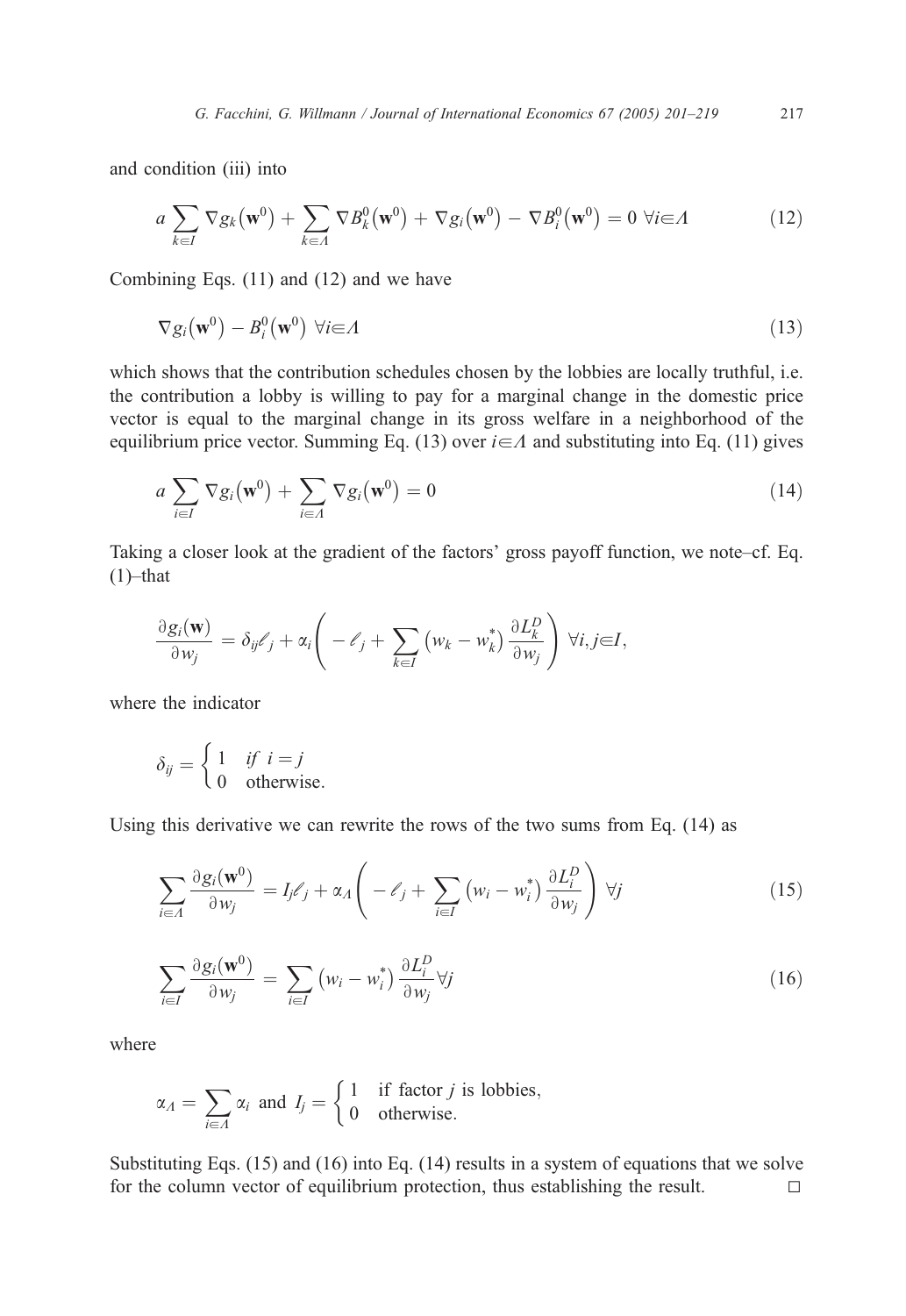and condition (iii) into

$$a \sum_{k \in I} \nabla g_k(\mathbf{w}^0) + \sum_{k \in \Lambda} \nabla B_k^0(\mathbf{w}^0) + \nabla g_i(\mathbf{w}^0) - \nabla B_i^0(\mathbf{w}^0) = 0 \;\forall i \in \Lambda \tag{12}$$

Combining Eqs. (11) and (12) and we have

$$\nabla g_i(\mathbf{w}^0) - B_i^0(\mathbf{w}^0) \;\forall i \in \Lambda \tag{13}$$

which shows that the contribution schedules chosen by the lobbies are locally truthful, i.e. the contribution a lobby is willing to pay for a marginal change in the domestic price vector is equal to the marginal change in its gross welfare in a neighborhood of the equilibrium price vector. Summing Eq. (13) over $i \in \Lambda$ and substituting into Eq. (11) gives

$$a \sum_{i \in I} \nabla g_i(\mathbf{w}^0) + \sum_{i \in \Lambda} \nabla g_i(\mathbf{w}^0) = 0 \tag{14}$$

Taking a closer look at the gradient of the factors' gross payoff function, we note–cf. Eq. (1)–that

$$\frac{\partial g_i(\mathbf{w})}{\partial w_j} = \delta_{ij} \ell_j + \alpha_i \left( -\ell_j + \sum_{k \in I} (w_k - w_k^*) \frac{\partial L_k^D}{\partial w_j} \right) \;\forall i, j \in I,$$

where the indicator

$$\delta_{ij} = \begin{cases} 1 & \textit{if } i = j \\ 0 & \text{otherwise.} \end{cases}$$

Using this derivative we can rewrite the rows of the two sums from Eq. (14) as

$$\sum_{i \in \Lambda} \frac{\partial g_i(\mathbf{w}^0)}{\partial w_j} = I_j \ell_j + \alpha_\Lambda \left( -\ell_j + \sum_{i \in I} (w_i - w_i^*) \frac{\partial L_i^D}{\partial w_j} \right) \;\forall j \tag{15}$$

$$\sum_{i \in I} \frac{\partial g_i(\mathbf{w}^0)}{\partial w_j} = \sum_{i \in I} (w_i - w_i^*) \frac{\partial L_i^D}{\partial w_j} \forall j \tag{16}$$

where

$$\alpha_\Lambda = \sum_{i \in \Lambda} \alpha_i \text{ and } I_j = \begin{cases} 1 & \text{if factor } j \text{ is lobbies,} \\ 0 & \text{otherwise.} \end{cases}$$

Substituting Eqs. (15) and (16) into Eq. (14) results in a system of equations that we solve for the column vector of equilibrium protection, thus establishing the result. □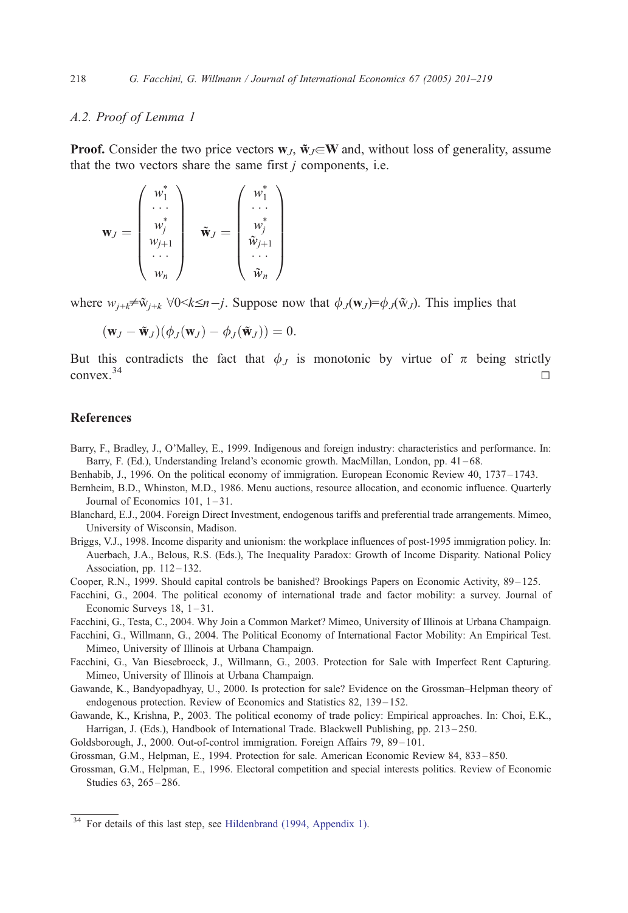### A.2. Proof of Lemma 1

**Proof.** Consider the two price vectors $\mathbf{w}_J$, $\tilde{\mathbf{w}}_J \in \mathbf{W}$ and, without loss of generality, assume that the two vectors share the same first $j$ components, i.e.

$$\mathbf{w}_J = \begin{pmatrix} w_1^* \\ \cdots \\ w_j^* \\ w_{j+1} \\ \cdots \\ w_n \end{pmatrix} \quad \tilde{\mathbf{w}}_J = \begin{pmatrix} w_1^* \\ \cdots \\ w_j^* \\ \tilde{w}_{j+1} \\ \cdots \\ \tilde{w}_n \end{pmatrix}$$

where $w_{j+k} \neq \tilde{w}_{j+k}$ $\forall 0 < k \leq n-j$. Suppose now that $\phi_J(\mathbf{w}_J) = \phi_J(\tilde{w}_J)$. This implies that

$$(\mathbf{w}_J - \tilde{\mathbf{w}}_J)(\phi_J(\mathbf{w}_J) - \phi_J(\tilde{\mathbf{w}}_J)) = 0.$$

But this contradicts the fact that $\phi_J$ is monotonic by virtue of $\pi$ being strictly convex.[34] □

## References

Barry, F., Bradley, J., O'Malley, E., 1999. Indigenous and foreign industry: characteristics and performance. In: Barry, F. (Ed.), Understanding Ireland's economic growth. MacMillan, London, pp. 41–68.

Benhabib, J., 1996. On the political economy of immigration. European Economic Review 40, 1737–1743.

Bernheim, B.D., Whinston, M.D., 1986. Menu auctions, resource allocation, and economic influence. Quarterly Journal of Economics 101, 1–31.

Blanchard, E.J., 2004. Foreign Direct Investment, endogenous tariffs and preferential trade arrangements. Mimeo, University of Wisconsin, Madison.

Briggs, V.J., 1998. Income disparity and unionism: the workplace influences of post-1995 immigration policy. In: Auerbach, J.A., Belous, R.S. (Eds.), The Inequality Paradox: Growth of Income Disparity. National Policy Association, pp. 112–132.

Cooper, R.N., 1999. Should capital controls be banished? Brookings Papers on Economic Activity, 89–125.

Facchini, G., 2004. The political economy of international trade and factor mobility: a survey. Journal of Economic Surveys 18, 1–31.

Facchini, G., Testa, C., 2004. Why Join a Common Market? Mimeo, University of Illinois at Urbana Champaign.

Facchini, G., Willmann, G., 2004. The Political Economy of International Factor Mobility: An Empirical Test. Mimeo, University of Illinois at Urbana Champaign.

Facchini, G., Van Biesebroeck, J., Willmann, G., 2003. Protection for Sale with Imperfect Rent Capturing. Mimeo, University of Illinois at Urbana Champaign.

Gawande, K., Bandyopadhyay, U., 2000. Is protection for sale? Evidence on the Grossman–Helpman theory of endogenous protection. Review of Economics and Statistics 82, 139–152.

Gawande, K., Krishna, P., 2003. The political economy of trade policy: Empirical approaches. In: Choi, E.K., Harrigan, J. (Eds.), Handbook of International Trade. Blackwell Publishing, pp. 213–250.

Goldsborough, J., 2000. Out-of-control immigration. Foreign Affairs 79, 89–101.

Grossman, G.M., Helpman, E., 1994. Protection for sale. American Economic Review 84, 833–850.

Grossman, G.M., Helpman, E., 1996. Electoral competition and special interests politics. Review of Economic Studies 63, 265–286.

[34] For details of this last step, see Hildenbrand (1994, Appendix 1).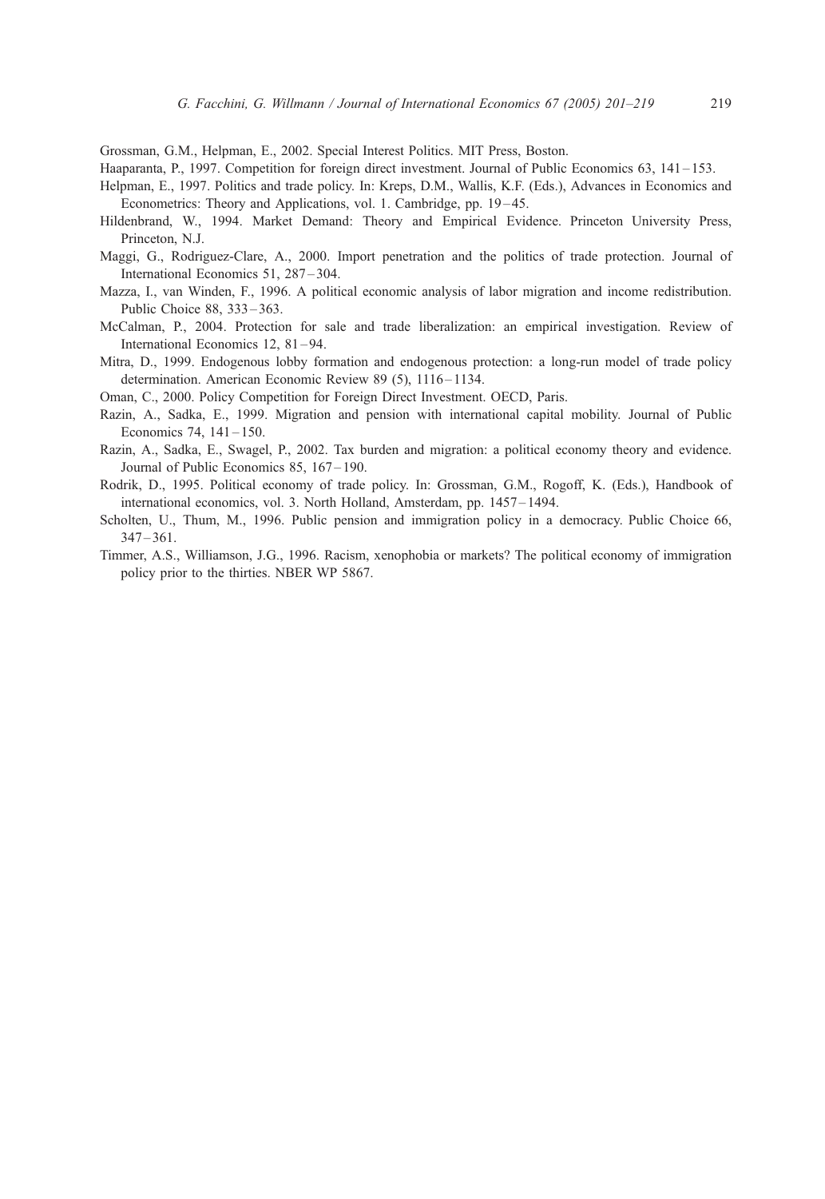Grossman, G.M., Helpman, E., 2002. Special Interest Politics. MIT Press, Boston.

Haaparanta, P., 1997. Competition for foreign direct investment. Journal of Public Economics 63, 141–153.

Helpman, E., 1997. Politics and trade policy. In: Kreps, D.M., Wallis, K.F. (Eds.), Advances in Economics and Econometrics: Theory and Applications, vol. 1. Cambridge, pp. 19–45.

Hildenbrand, W., 1994. Market Demand: Theory and Empirical Evidence. Princeton University Press, Princeton, N.J.

Maggi, G., Rodriguez-Clare, A., 2000. Import penetration and the politics of trade protection. Journal of International Economics 51, 287–304.

Mazza, I., van Winden, F., 1996. A political economic analysis of labor migration and income redistribution. Public Choice 88, 333–363.

McCalman, P., 2004. Protection for sale and trade liberalization: an empirical investigation. Review of International Economics 12, 81–94.

Mitra, D., 1999. Endogenous lobby formation and endogenous protection: a long-run model of trade policy determination. American Economic Review 89 (5), 1116–1134.

Oman, C., 2000. Policy Competition for Foreign Direct Investment. OECD, Paris.

Razin, A., Sadka, E., 1999. Migration and pension with international capital mobility. Journal of Public Economics 74, 141–150.

Razin, A., Sadka, E., Swagel, P., 2002. Tax burden and migration: a political economy theory and evidence. Journal of Public Economics 85, 167–190.

Rodrik, D., 1995. Political economy of trade policy. In: Grossman, G.M., Rogoff, K. (Eds.), Handbook of international economics, vol. 3. North Holland, Amsterdam, pp. 1457–1494.

Scholten, U., Thum, M., 1996. Public pension and immigration policy in a democracy. Public Choice 66, 347–361.

Timmer, A.S., Williamson, J.G., 1996. Racism, xenophobia or markets? The political economy of immigration policy prior to the thirties. NBER WP 5867.